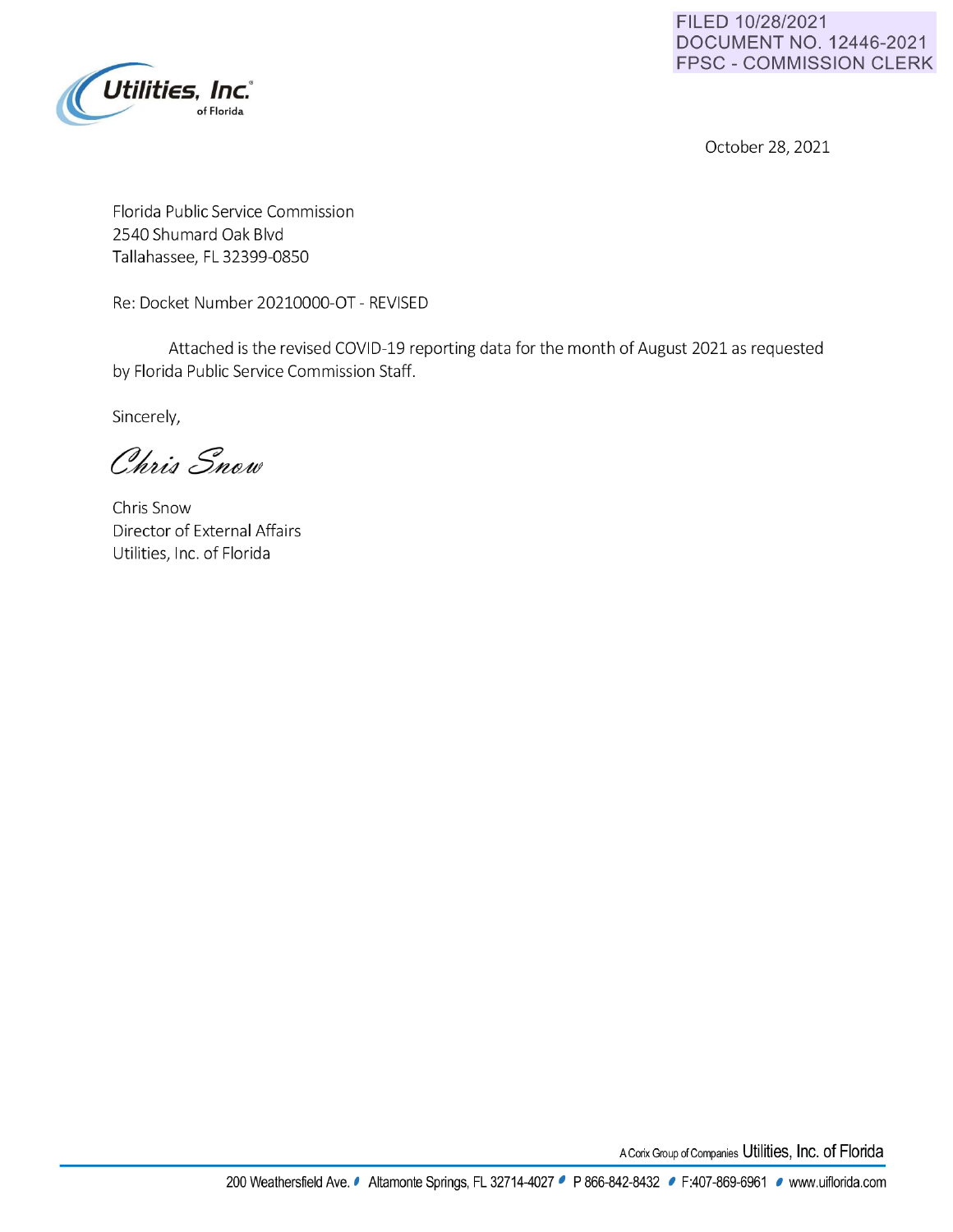FILED 10/28/2021
DOCUMENT NO. 12446-2021
FPSC - COMMISSION CLERK

Utilities, Inc.® of Florida

October 28, 2021

Florida Public Service Commission
2540 Shumard Oak Blvd
Tallahassee, FL 32399-0850

Re: Docket Number 20210000-OT - REVISED

Attached is the revised COVID-19 reporting data for the month of August 2021 as requested by Florida Public Service Commission Staff.

Sincerely,

*Chris Snow*

Chris Snow
Director of External Affairs
Utilities, Inc. of Florida

A Corix Group of Companies Utilities, Inc. of Florida

200 Weathersfield Ave. • Altamonte Springs, FL 32714-4027 • P 866-842-8432 • F:407-869-6961 • www.uiflorida.com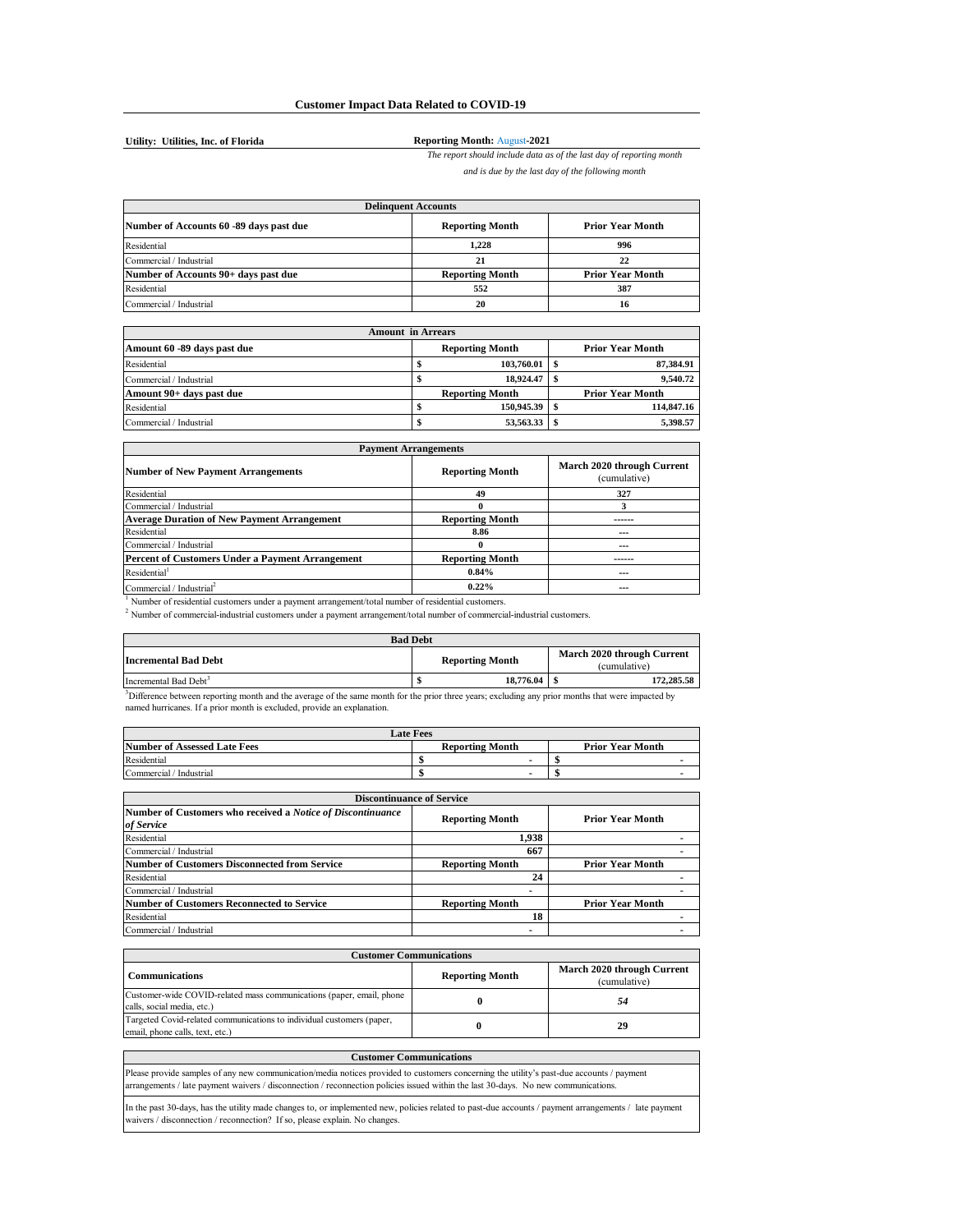# Customer Impact Data Related to COVID-19

**Utility: Utilities, Inc. of Florida**

**Reporting Month: August-2021**

*The report should include data as of the last day of reporting month and is due by the last day of the following month*

| Delinquent Accounts | | |
|---|---|---|
| **Number of Accounts 60 -89 days past due** | **Reporting Month** | **Prior Year Month** |
| Residential | 1,228 | 996 |
| Commercial / Industrial | 21 | 22 |
| **Number of Accounts 90+ days past due** | **Reporting Month** | **Prior Year Month** |
| Residential | 552 | 387 |
| Commercial / Industrial | 20 | 16 |

| Amount in Arrears | | |
|---|---|---|
| **Amount 60 -89 days past due** | **Reporting Month** | **Prior Year Month** |
| Residential | $ 103,760.01 | $ 87,384.91 |
| Commercial / Industrial | $ 18,924.47 | $ 9,540.72 |
| **Amount 90+ days past due** | **Reporting Month** | **Prior Year Month** |
| Residential | $ 150,945.39 | $ 114,847.16 |
| Commercial / Industrial | $ 53,563.33 | $ 5,398.57 |

| Payment Arrangements | | |
|---|---|---|
| **Number of New Payment Arrangements** | **Reporting Month** | **March 2020 through Current** (cumulative) |
| Residential | 49 | 327 |
| Commercial / Industrial | 0 | 3 |
| **Average Duration of New Payment Arrangement** | **Reporting Month** | ------ |
| Residential | 8.86 | --- |
| Commercial / Industrial | 0 | --- |
| **Percent of Customers Under a Payment Arrangement** | **Reporting Month** | ------ |
| Residential[1] | 0.84% | --- |
| Commercial / Industrial[2] | 0.22% | --- |

[1] Number of residential customers under a payment arrangement/total number of residential customers.

[2] Number of commercial-industrial customers under a payment arrangement/total number of commercial-industrial customers.

| Bad Debt | | |
|---|---|---|
| **Incremental Bad Debt** | **Reporting Month** | **March 2020 through Current** (cumulative) |
| Incremental Bad Debt[3] | $ 18,776.04 | $ 172,285.58 |

[3] Difference between reporting month and the average of the same month for the prior three years; excluding any prior months that were impacted by named hurricanes. If a prior month is excluded, provide an explanation.

| Late Fees | | |
|---|---|---|
| **Number of Assessed Late Fees** | **Reporting Month** | **Prior Year Month** |
| Residential | $ - | $ - |
| Commercial / Industrial | $ - | $ - |

| Discontinuance of Service | | |
|---|---|---|
| **Number of Customers who received a *Notice of Discontinuance of Service*** | **Reporting Month** | **Prior Year Month** |
| Residential | 1,938 | - |
| Commercial / Industrial | 667 | - |
| **Number of Customers Disconnected from Service** | **Reporting Month** | **Prior Year Month** |
| Residential | 24 | - |
| Commercial / Industrial | - | - |
| **Number of Customers Reconnected to Service** | **Reporting Month** | **Prior Year Month** |
| Residential | 18 | - |
| Commercial / Industrial | - | - |

| Customer Communications | | |
|---|---|---|
| **Communications** | **Reporting Month** | **March 2020 through Current** (cumulative) |
| Customer-wide COVID-related mass communications (paper, email, phone calls, social media, etc.) | 0 | *54* |
| Targeted Covid-related communications to individual customers (paper, email, phone calls, text, etc.) | 0 | 29 |

| Customer Communications |
|---|
| Please provide samples of any new communication/media notices provided to customers concerning the utility's past-due accounts / payment arrangements / late payment waivers / disconnection / reconnection policies issued within the last 30-days. No new communications. |
| In the past 30-days, has the utility made changes to, or implemented new, policies related to past-due accounts / payment arrangements / late payment waivers / disconnection / reconnection? If so, please explain. No changes. |